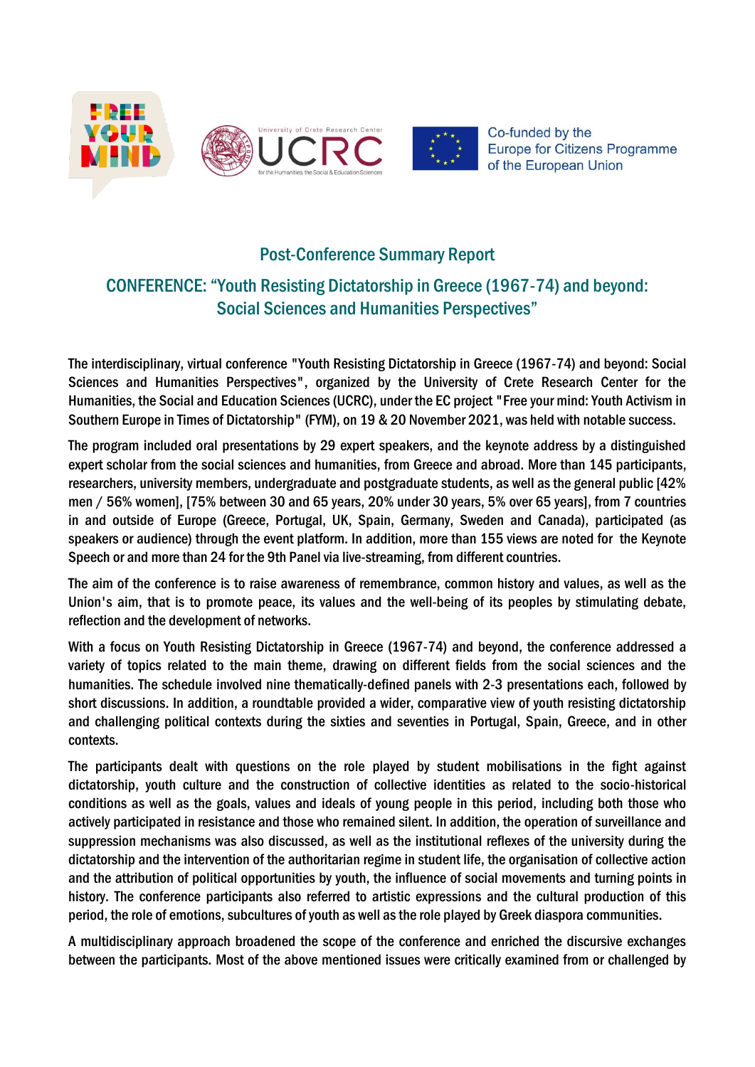Co-funded by the Europe for Citizens Programme of the European Union

## Post-Conference Summary Report

## CONFERENCE: "Youth Resisting Dictatorship in Greece (1967-74) and beyond: Social Sciences and Humanities Perspectives"

The interdisciplinary, virtual conference "Youth Resisting Dictatorship in Greece (1967-74) and beyond: Social Sciences and Humanities Perspectives", organized by the University of Crete Research Center for the Humanities, the Social and Education Sciences (UCRC), under the EC project "Free your mind: Youth Activism in Southern Europe in Times of Dictatorship" (FYM), on 19 & 20 November 2021, was held with notable success.

The program included oral presentations by 29 expert speakers, and the keynote address by a distinguished expert scholar from the social sciences and humanities, from Greece and abroad. More than 145 participants, researchers, university members, undergraduate and postgraduate students, as well as the general public [42% men / 56% women], [75% between 30 and 65 years, 20% under 30 years, 5% over 65 years], from 7 countries in and outside of Europe (Greece, Portugal, UK, Spain, Germany, Sweden and Canada), participated (as speakers or audience) through the event platform. In addition, more than 155 views are noted for the Keynote Speech or and more than 24 for the 9th Panel via live-streaming, from different countries.

The aim of the conference is to raise awareness of remembrance, common history and values, as well as the Union's aim, that is to promote peace, its values and the well-being of its peoples by stimulating debate, reflection and the development of networks.

With a focus on Youth Resisting Dictatorship in Greece (1967-74) and beyond, the conference addressed a variety of topics related to the main theme, drawing on different fields from the social sciences and the humanities. The schedule involved nine thematically-defined panels with 2-3 presentations each, followed by short discussions. In addition, a roundtable provided a wider, comparative view of youth resisting dictatorship and challenging political contexts during the sixties and seventies in Portugal, Spain, Greece, and in other contexts.

The participants dealt with questions on the role played by student mobilisations in the fight against dictatorship, youth culture and the construction of collective identities as related to the socio-historical conditions as well as the goals, values and ideals of young people in this period, including both those who actively participated in resistance and those who remained silent. In addition, the operation of surveillance and suppression mechanisms was also discussed, as well as the institutional reflexes of the university during the dictatorship and the intervention of the authoritarian regime in student life, the organisation of collective action and the attribution of political opportunities by youth, the influence of social movements and turning points in history. The conference participants also referred to artistic expressions and the cultural production of this period, the role of emotions, subcultures of youth as well as the role played by Greek diaspora communities.

A multidisciplinary approach broadened the scope of the conference and enriched the discursive exchanges between the participants. Most of the above mentioned issues were critically examined from or challenged by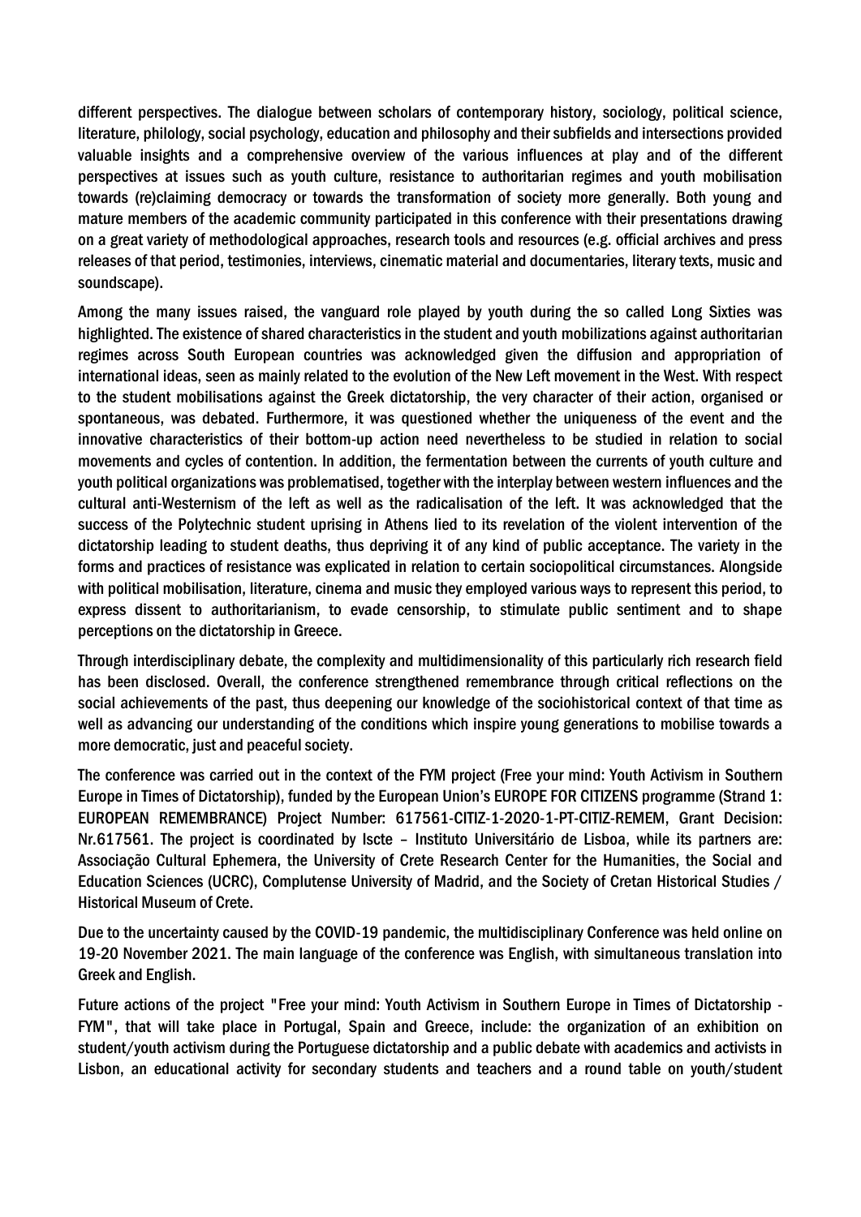different perspectives. The dialogue between scholars of contemporary history, sociology, political science, literature, philology, social psychology, education and philosophy and their subfields and intersections provided valuable insights and a comprehensive overview of the various influences at play and of the different perspectives at issues such as youth culture, resistance to authoritarian regimes and youth mobilisation towards (re)claiming democracy or towards the transformation of society more generally. Both young and mature members of the academic community participated in this conference with their presentations drawing on a great variety of methodological approaches, research tools and resources (e.g. official archives and press releases of that period, testimonies, interviews, cinematic material and documentaries, literary texts, music and soundscape).

Among the many issues raised, the vanguard role played by youth during the so called Long Sixties was highlighted. The existence of shared characteristics in the student and youth mobilizations against authoritarian regimes across South European countries was acknowledged given the diffusion and appropriation of international ideas, seen as mainly related to the evolution of the New Left movement in the West. With respect to the student mobilisations against the Greek dictatorship, the very character of their action, organised or spontaneous, was debated. Furthermore, it was questioned whether the uniqueness of the event and the innovative characteristics of their bottom-up action need nevertheless to be studied in relation to social movements and cycles of contention. In addition, the fermentation between the currents of youth culture and youth political organizations was problematised, together with the interplay between western influences and the cultural anti-Westernism of the left as well as the radicalisation of the left. It was acknowledged that the success of the Polytechnic student uprising in Athens lied to its revelation of the violent intervention of the dictatorship leading to student deaths, thus depriving it of any kind of public acceptance. The variety in the forms and practices of resistance was explicated in relation to certain sociopolitical circumstances. Alongside with political mobilisation, literature, cinema and music they employed various ways to represent this period, to express dissent to authoritarianism, to evade censorship, to stimulate public sentiment and to shape perceptions on the dictatorship in Greece.

Through interdisciplinary debate, the complexity and multidimensionality of this particularly rich research field has been disclosed. Overall, the conference strengthened remembrance through critical reflections on the social achievements of the past, thus deepening our knowledge of the sociohistorical context of that time as well as advancing our understanding of the conditions which inspire young generations to mobilise towards a more democratic, just and peaceful society.

The conference was carried out in the context of the FYM project (Free your mind: Youth Activism in Southern Europe in Times of Dictatorship), funded by the European Union's EUROPE FOR CITIZENS programme (Strand 1: EUROPEAN REMEMBRANCE) Project Number: 617561-CITIZ-1-2020-1-PT-CITIZ-REMEM, Grant Decision: Nr.617561. The project is coordinated by Iscte – Instituto Universitário de Lisboa, while its partners are: Associação Cultural Ephemera, the University of Crete Research Center for the Humanities, the Social and Education Sciences (UCRC), Complutense University of Madrid, and the Society of Cretan Historical Studies / Historical Museum of Crete.

Due to the uncertainty caused by the COVID-19 pandemic, the multidisciplinary Conference was held online on 19-20 November 2021. The main language of the conference was English, with simultaneous translation into Greek and English.

Future actions of the project "Free your mind: Youth Activism in Southern Europe in Times of Dictatorship - FYM", that will take place in Portugal, Spain and Greece, include: the organization of an exhibition on student/youth activism during the Portuguese dictatorship and a public debate with academics and activists in Lisbon, an educational activity for secondary students and teachers and a round table on youth/student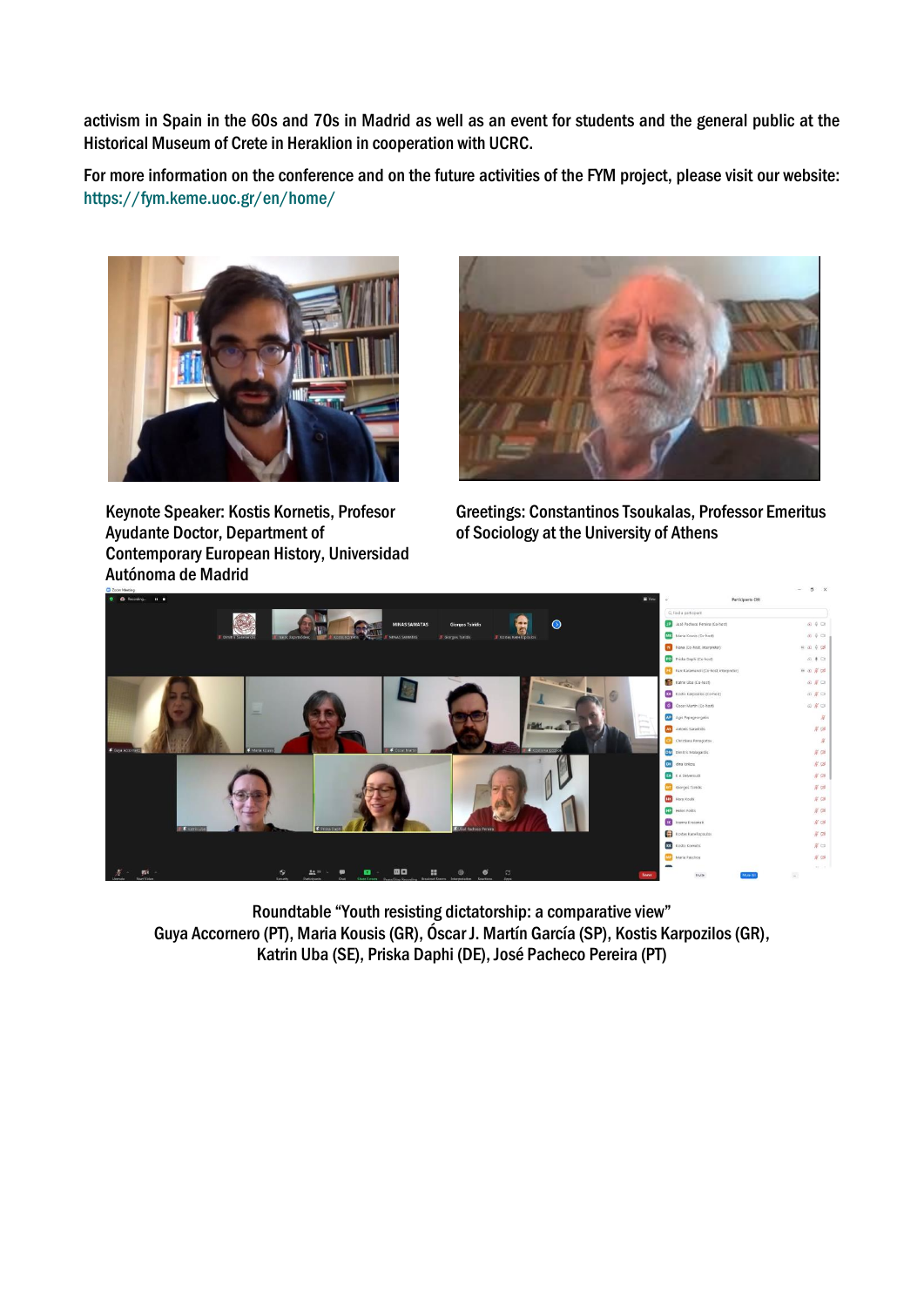activism in Spain in the 60s and 70s in Madrid as well as an event for students and the general public at the Historical Museum of Crete in Heraklion in cooperation with UCRC.

For more information on the conference and on the future activities of the FYM project, please visit our website: https://fym.keme.uoc.gr/en/home/

Keynote Speaker: Kostis Kornetis, Profesor Ayudante Doctor, Department of Contemporary European History, Universidad Autónoma de Madrid

Greetings: Constantinos Tsoukalas, Professor Emeritus of Sociology at the University of Athens

Roundtable "Youth resisting dictatorship: a comparative view"
Guya Accornero (PT), Maria Kousis (GR), Óscar J. Martín García (SP), Kostis Karpozilos (GR), Katrin Uba (SE), Priska Daphi (DE), José Pacheco Pereira (PT)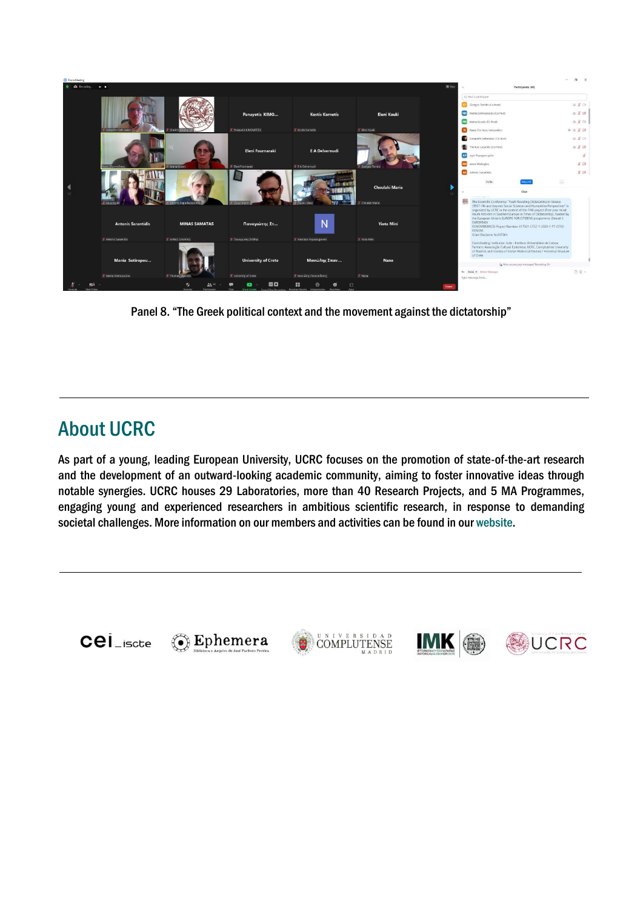Panel 8. “The Greek political context and the movement against the dictatorship”

## About UCRC

As part of a young, leading European University, UCRC focuses on the promotion of state-of-the-art research and the development of an outward-looking academic community, aiming to foster innovative ideas through notable synergies. UCRC houses 29 Laboratories, more than 40 Research Projects, and 5 MA Programmes, engaging young and experienced researchers in ambitious scientific research, in response to demanding societal challenges. More information on our members and activities can be found in our website.